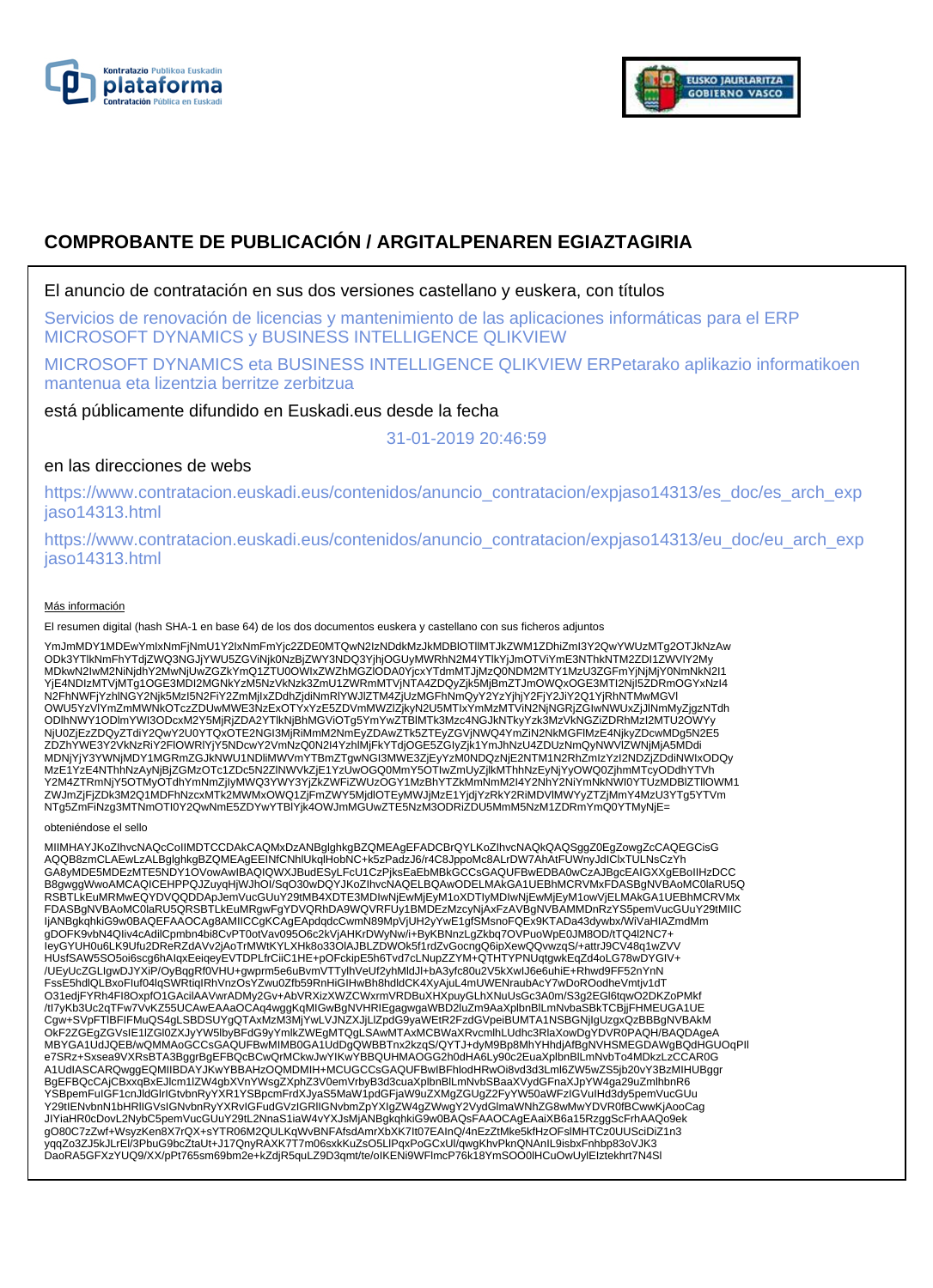# COMPROBANTE DE PUBLICACIÓN / ARGITALPENAREN EGIAZTAGIRIA

El anuncio de contratación en sus dos versiones castellano y euskera, con títulos

Servicios de renovación de licencias y mantenimiento de las aplicaciones informáticas para el ERP MICROSOFT DYNAMICS y BUSINESS INTELLIGENCE QLIKVIEW

MICROSOFT DYNAMICS eta BUSINESS INTELLIGENCE QLIKVIEW ERPetarako aplikazio informatikoen mantenua eta lizentzia berritze zerbitzua

está públicamente difundido en Euskadi.eus desde la fecha

31-01-2019 20:46:59

en las direcciones de webs

https://www.contratacion.euskadi.eus/contenidos/anuncio_contratacion/expjaso14313/es_doc/es_arch_expjaso14313.html

https://www.contratacion.euskadi.eus/contenidos/anuncio_contratacion/expjaso14313/eu_doc/eu_arch_expjaso14313.html

Más información

El resumen digital (hash SHA-1 en base 64) de los dos documentos euskera y castellano con sus ficheros adjuntos

YmJmMDY1MDEwYmlxNmFjNmU1Y2lxNmFmYjc2ZDE0MTQwN2lzNDdkMzJkMDBlOTllMTJkZWM1ZDhiZmI3Y2QwYWUzMTg2OTJkNzAw
ODk3YTlkNmFhYTdjZWQ3NGJjYWU5ZGViNjk0NzBjZWY3NDQ3YjhjOGUyMWRhN2M4YTlkYjJmOTViYmE3NThkNTM2ZDI1ZWVlY2My
MDkwN2IwM2NiNjdhY2MwNjUwZGZkYmQ1ZTU0OWIxZWZhMGZlODA0YjcxYTdmMTJjMzQ0NDM2MTY1MzU3ZGFmYjNjMjY0NmNkN2I1
YjE4NDIzMTVjMTg1OGE3MDI2MGNkYzM5NzVkNzk3ZmU1ZWRmMTVjNTA4ZDQyZjk5MjBmZTJmOWQxOGE3MTI2NjI5ZDRmOGYxNzI4
N2FhNWFjYzhlNGY2Njk5MzI5N2FiY2ZmMjIxZDdhZjdiNmRlYWJlZTM4ZjUzMGFhNmQyY2YzYjhjY2FjY2JiY2Q1YjRhNTMwMGVI
OWU5YzVlYmZmMWNkOTczZDUwMWE3NzExOTYxYzE5ZDVmMWZlZjkyN2U5MTIxYmMzMTViN2NjNGRjZGIwNWUxZjJlNmMyZjgzNTdh
ODlhNWY1ODImYWI3ODcxM2Y5MjRjZDA2YTlkNjBhMGViOTg5YmYwZTBlMTk3Mzc4NGJkNTkyYzk3MzVkNGZiZDRhMzI2MTU2OWYy
NjU0ZjEzZDQyZTdiY2QwY2U0YTQxOTE2NGI3MjRiMmM2NmEyZDAwZTk5ZTEyZGVjNWQ4YmZiN2NkMGFlMzE4NjkyZDcwMDg5N2E5
ZDZhYWE3Y2VkNzRiY2FlOWRlYjY5NDcwY2VmNzQ0N2I4YzhlMjFkYTdjOGE5ZGIyZjk1YmJhNzU4ZDUzNmQyNWVlZWNjMjA5MDdi
MDNjYjY3YWNjMDY1MGRmZGJkNWU1NDliMWVmYTBmZTgwNGI3MWE3ZjEyYzM0NDQzNjE2NTM1N2RhZmIzYzI2NDZjZDdiNWIxODQy
MzE1YzE4NThhNzAyNjBjZGMzOTc1ZDc5N2ZlNWVkZjE1YzUwOGQ0MmY5OTIwZmUyZjlkMThhNzEyNjYyOWQ0ZjhmMTcyODdhYTVh
Y2M4ZTRmNjY5OTMyOTdhYmNmZjlyMWQ3YWY3YjZkZWFiZWUzOGY1MzBhYTZkMmNmM2I4Y2NhY2NiYmNkNWI0YTUzMDBlZTllOWM1
ZWJmZjFjZDk3M2Q1MDFhNzcxMTk2MWMxOWQ1ZjFmZWY5MjdlOTEyMWJjMzE1YjdjYzRkY2RiMDVlMWYyZTZjMmY4MzU3YTg5YTVm
NTg5ZmFiNzg3MTNmOTI0Y2QwNmE5ZDYwYTBlYjk4OWJmMGUwZTE5NzM3ODRiZDU5MmM5NzM1ZDRmYmQ0YTMyNjE=

obteniéndose el sello

MIIMHAYJKoZIhvcNAQcCoIIMDTCCDAkCAQMxDzANBglghkgBZQMEAgEFADCBrQYLKoZIhvcNAQkQAQSggZ0EgZowgZcCAQEGCisG
AQQB8zmCLAEwLzALBglghkgBZQMEAgEEINfCNhlUkqlHobNC+k5zPadzJ6/r4C8JppoMc8ALrDW7AhAtFUWnyJdIClxTULNsCzYh
GA8yMDE5MDEzMTE5NDY1OVowAwIBAQIQWXJBudESyLFcU1CzPjksEaEbMBkGCCsGAQUFBwEDBA0wCzAJBgcEAIGXXgEBoIIHzDCC
B8gwggWwoAMCAQICEHPPQJZuyqHjWJhOI/SqO30wDQYJKoZIhvcNAQELBQAwODELMAkGA1UEBhMCRVMxFDASBgNVBAoMC0laRU5Q
RSBTLkEuMRMwEQYDVQQDDApJemVucGUuY29tMB4XDTE3MDIwNjEwMjEyM1oXDTlyMDIwNjEwMjEyM1owVjELMAkGA1UEBhMCRVMx
FDASBgNVBAoMC0laRU5QRSBTLkEuMRgwFgYDVQRhDA9WQVRFUy1BMDEzMzcyNjAxFzAVBgNVBAMMDnRzYS5pemVucGUuY29tMIIC
IjANBgkqhkiG9w0BAQEFAAOCAg8AMIICCgKCAgEApdqdcCwmN89MpVjUH2yYwE1gfSMsnoFQEx9KTADa43dywbx/WiVaHIAZmdMm
gDOFK9vbN4QIiv4cAdilCpmbn4bi8CvPT0otVav095O6c2kVjAHKrDWyNw/i+ByKBNnzLgZkbq7OVPuoWpE0JM8OD/tTQ4l2NC7+
IeyGYUH0u6LK9Ufu2DReRZdAVv2jAoTrMWtKYLXHk8o33OlAJBLZDWOk5f1rdZvGocngQ6ipXewQQvwzqS/+attrJ9CV48q1wZVV
HUsfSAW5SO5oi6scg6hAlqxEeiqeyEVTDPLfrCiiC1HE+pOFckipE5h6Tvd7cLNupZZYM+QTHTYPNUqtgwkEqZd4oLG78wDYGIV+
/UEyUcZGLIgwDJYXiP/OyBqgRf0VHU+gwprm5e6uBvmVTTylhVeUf2yhMldJI+bA3yfc80u2V5kXwlJ6e6uhiE+Rhwd9FF52nYnN
FssE5hdlQLBxoFluf04lqSWRtiqlRhVnzOsYZwu0Zfb59RnHiGIHwBh8hdldCK4XyAjuL4mUWENraubAcY7wDoROodheVmtjv1dT
O31edjFYRh4FI8OxpfO1GAcilAAVwrADMy2Gv+AbVRXizXWZCWxrmVRDBuXHXpuyGLhXNuUsGc3A0m/S3g2EGl6tqwO2DKZoPMkf
/tI7yKb3Uc2qTFw7VvKZ55UCAwEAAaOCAq4wggKqMIGwBgNVHRIEgagwgaWBD2luZm9AaXplbnBlLmNvbaSBkTCBjjFHMEUGA1UE
Cgw+SVpFTlBFIFMuQS4gLSBDSUYgQTAxMzM3MjYwLVJNZXJjLlZpdG9yaWEtR2FzdGVpeiBUMTA1NSBGNjIgUzgxQzBBBgNVBAkM
OkF2ZGEgZGVsIE1lZGl0ZXJyYW5lbyBFdG9yYmlkZWEgMTQgLSAwMTAxMCBWaXRvcmlhLUdhc3RlaXowDgYDVR0PAQH/BAQDAgeA
MBYGA1UdJQEB/wQMMAoGCCsGAQUFBwMIMB0GA1UdDgQWBBTnx2kzqS/QYTJ+dyM9Bp8MhYHhdjAfBgNVHSMEGDAWgBQdHGUOqPII
e7SRz+Sxsea9VXRsBTA3BggrBgEFBQcBCwQrMCkwJwYIKwYBBQUHMAOGG2h0dHA6Ly90c2EuaXplbnBlLmNvbTo4MDkzLzCCAR0G
A1UdIASCARQwggEQMIIBDAYJKwYBBAHzOQMDMIH+MCUGCCsGAQUFBwIBFhlodHRwOi8vd3d3Lml6ZW5wZS5jb20vY3BzMIHUBggr
BgEFBQcCAjCBxxqBxEJlcm1lZW4gbXVnYWsgZXphZ3V0emVrbyB3d3cuaXplbnBlLmNvbSBaaXVydGFnaXJpYW4ga29uZmlhbnR6
YSBpemFuIGF1cnJldGlrIGtvbnRyYXR1YSBpcmFrdXJyaS5MaW1pdGFjaW9uZXMgZGUgZ2FyYW50aWFzIGVuIHd3dy5pemVucGUu
Y29tIENvbnN1bHRlIGVsIGNvbnRyYXRvIGFudGVzIGRlIGNvbmZpYXIgZW4gZWwgY2VydGlmaWNhZG8wMwYDVR0fBCwwKjAooCag
JIYiaHR0cDovL2NybC5pemVucGUuY29tL2NnaS1iaW4vYXJsMjANBgkqhkiG9w0BAQsFAAOCAgEAaiXB6a15RzggScFrhAAQo9ek
gO80C7zZwf+WsyzKen8X7rQX+sYTR06M2QULKqWvBNFAfsdAmrXbXK7lt07EAInQ/4nEzZtMke5kfHzOFslMHTCz0UUSciDiZ1n3
yqqZo3ZJ5kJLrEl/3PbuG9bcZtaUt+J17QnyRAXK7T7m06sxkKuZsO5LlPqxPoGCxUl/qwgKhvPknQNAnIL9isbxFnhbp83oVJK3
DaoRA5GFXzYUQ9/XX/pPt765sm69bm2e+kZdjR5quLZ9D3qmt/te/olKENi9WFlmcP76k18YmSOO0lHCuOwUylEIztekhrt7N4SI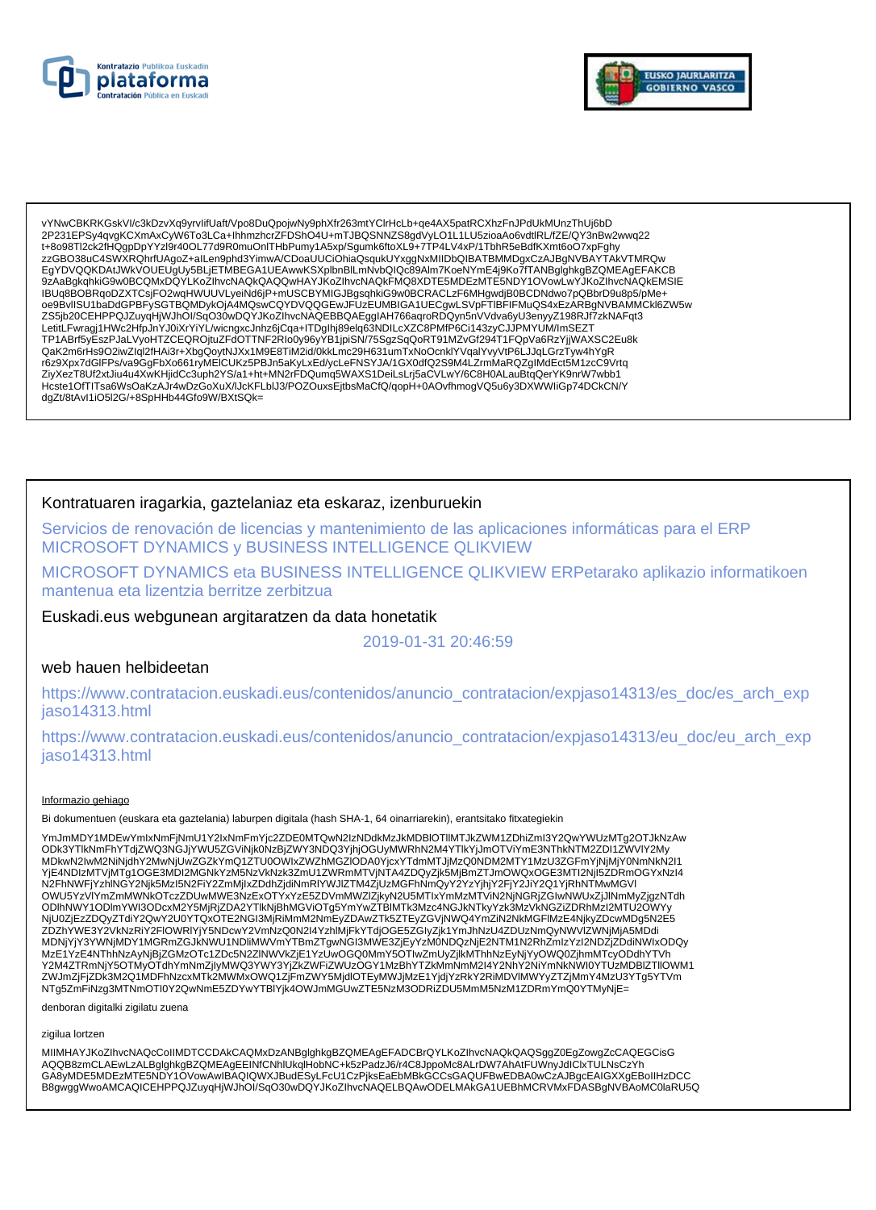vYNwCBKRKGskVI/c3kDzvXq9yrvIifUaft/Vpo8DuQpojwNy9phXfr263mtYClrHcLb+qe4AX5patRCXhzFnJPdUkMUnzThUj6bD
2P231EPSy4qvgKCXmAxCyW6To3LCa+lhhmzhcrZFDShO4U+mTJBQSNNZS8gdVyLO1L1LU5zioaAo6vdtlRL/fZE/QY3nBw2wwq22
t+8o98Tl2ck2fHQgpDpYYzl9r40OL77d9R0muOnlTHbPumy1A5xp/Sgumk6ftoXL9+7TP4LV4xP/1TbhR5eBdfKXmt6oO7xpFghy
zzGBO38uC4SWXRQhrfUAgoZ+aILen9phd3YimwA/CDoaUUCiOhiaQsqukUYxggNxMIIDbQIBATBMMDgxCzAJBgNVBAYTAkVTMRQw
EgYDVQQKDAtJWkVOUEUgUy5BLjETMBEGA1UEAwwKSXplbnBlLmNvbQIQc89Alm7KoeNYmE4j9Ko7fTANBglghkgBZQMEAgEFAKCB
9zAaBgkqhkiG9w0BCQMxDQYLKoZIhvcNAQkQAQQwHAYJKoZIhvcNAQkFMQ8XDTE5MDEzMTE5NDY1OVowLwYJKoZIhvcNAQkEMSIE
IBUq8BOBRqoDZXTCsjFO2wqHWUUVLyeiNd6jP+mUSCBYMIGJBgsqhkiG9w0BCRACLzF6MHgwdjB0BCDNdwo7pQBbrD9u8p5/pMe+
oe9BvllSU1baDdGPBFySGTBQMDykOjA4MQswCQYDVQQGEwJFUzEUMBIGA1UECgwLSVpFTlBFIFMuQS4xEzARBgNVBAMMCkl6ZW5w
ZS5jb20CEHPPQJZuyqHjWJhOI/SqO30wDQYJKoZIhvcNAQEBBQAEggIAH766aqroRDQyn5nVVdva6yU3enyyZ198RJf7zkNAFqt3
LetitLFwragj1HWc2HfpJnYJ0iXrYiYL/wicngxcJnhz6jCqa+ITDglhj89elq63NDILcXZC8PMfP6Ci143zyCJJPMYUM/ImSEZT
TP1ABrf5yEszPJaLVyoHTZCEQROjtuZFdOTTNF2Rlo0y96yYB1jpiSN/75SgzSqQoRT91MZvGf294T1FQpVa6RzYjjWAXSC2Eu8k
QaK2m6rHs9O2iwZlql2fHAi3r+XbgQoytNJXx1M9E8TiM2id/0kkLmc29H631umTxNoOcnklYVqalYvyVtP6LJJqLGrzTyw4hYgR
r6z9Xpx7dGlFPs/va9GgFbXo661ryMEICUKz5PBJn5aKyLxEd/ycLeFNSYJA/1GX0dfQ2S9M4LZrmMaRQZgIMdEct5M1zcC9Vrtq
ZiyXezT8Uf2xtJiu4u4XwKHjidCc3uph2YS/a1+ht+MN2rFDQumq5WAXS1DeiLsLrj5aCVLwY/6C8H0ALauBtqQerYK9nrW7wbb1
Hcste1OfTlTsa6WsOaKzAJr4wDzGoXuX/lJcKFLblJ3/POZOuxsEjtbsMaCfQ/qopH+0AOvfhmogVQ5u6y3DXWWliGp74DCkCN/Y
dgZt/8tAvl1iO5l2G/+8SpHHb44Gfo9W/BXtSQk=

Kontratuaren iragarkia, gaztelaniaz eta eskaraz, izenburuekin

Servicios de renovación de licencias y mantenimiento de las aplicaciones informáticas para el ERP MICROSOFT DYNAMICS y BUSINESS INTELLIGENCE QLIKVIEW

MICROSOFT DYNAMICS eta BUSINESS INTELLIGENCE QLIKVIEW ERPetarako aplikazio informatikoen mantenua eta lizentzia berritze zerbitzua

Euskadi.eus webgunean argitaratzen da data honetatik

2019-01-31 20:46:59

web hauen helbideetan

https://www.contratacion.euskadi.eus/contenidos/anuncio_contratacion/expjaso14313/es_doc/es_arch_expjaso14313.html

https://www.contratacion.euskadi.eus/contenidos/anuncio_contratacion/expjaso14313/eu_doc/eu_arch_expjaso14313.html

Informazio gehiago

Bi dokumentuen (euskara eta gaztelania) laburpen digitala (hash SHA-1, 64 oinarriarekin), erantsitako fitxategiekin

YmJmMDY1MDEwYmlxNmFjNmU1Y2IxNmFmYjc2ZDE0MTQwN2IzNDdkMzJkMDBlOTllMTJkZWM1ZDhiZmI3Y2QwYWUzMTg2OTJkNzAw
ODk3YTlkNmFhYTdjZWQ3NGJjYWU5ZGViNjk0NzBjZWY3NDQ3YjhjOGUyMWRhN2M4YTlkYjJmOTViYmE3NThkNTM2ZDI1ZWVlY2My
MDkwN2IwM2NiNjdhY2MwNjUwZGZkYmQ1ZTU0OWIxZWZhMGZlODA0YjcxYTdmMTJjMzQ0NDM2MTY1MzU3ZGFmYjNjMjY0NmNkN2I1
YjE4NDIzMTVjMTg1OGE3MDI2MGNkYzM5NzVkNzk3ZmU1ZWRmMTVjNTA4ZDQyZjk5MjBmZTJmOWQxOGE3MTI2NjI5ZDRmOGYxNzI4
N2FhNWFjYzhlNGY2Njk5MzI5N2FiY2ZmMjIxZDdhZjdiNmRlYWJlZTM4ZjUzMGFhNmQyY2YzYjhjY2FjY2JiY2Q1YjRhNTMwMGVl
OWU5YzVlYmZmMWNkOTczZDUwMWE3NzExOTYxYzE5ZDVmMWZlZjkyN2U5MTIxYmMzMTViN2NjNGRjZGIwNWUxZjJlNmMyZjgzNTdh
ODlhNWY1ODlmYWI3ODcxM2Y5MjRjZDA2YTlkNjBhMGViOTg5YmYwZTBlMTk3Mzc4NGJkNTkyYzk3MzVkNGZiZDRhMzI2MTU2OWYy
NjU0ZjEzZDQyZTdiY2QwY2U0YTQxOTE2NGI3MjRiMmM2NmEyZDAwZTk5ZTEyZGVjNWQ4YmZiN2NkMGFlMzE4NjkyZDcwMDg5N2E5
ZDZhYWE3Y2VkNzRiY2FlOWRlYjY5NDcwY2VmNzQ0N2I4YzhlMjFkYTdjOGE5ZGIyZjk1YmJhNzU4ZDUzNmQyNWVlZWNjMjA5MDdi
MDNjYjY3YWNjMDY1MGRmZGJkNWU1NDliMWVmYTBmZTgwNGI3MWE3ZjEyYzM0NDQzNjE2NTM1N2RhZmIzYzI2NDZjZDdiNWIxODQy
MzE1YzE4NThhNzAyNjBjZGMzOTc1N2ZlNWVkZjE1YzUwOGQ0MmY5OTIwZmUyZjlkMThhNzEyNjYyOWQ0ZjhmMTcyODdhYTVh
Y2M4ZTRmNjY5OTMyOTdhYmNmZjIyMWQ3YWY3YjZkZWFiZWUzOGY1MzBhYTZkMmNmM2I4Y2NhY2NiYmNkNWI0YTUzMDBlZTllOWM1
ZWJmZjFjZDk3M2Q1MDFhNzcxMTk2MWMxOWQ1ZjFmZWY5MjdlOTEyMWJjMzE1YjdjYzRkY2RiMDVlMWYyZTZjMmY4MzU3YTg5YTVm
NTg5ZmFiNzg3MTNmOTI0Y2QwNmE5ZDYwYTBlYjk4OWJmMGUwZTE5NzM3ODRiZDU5MmM5NzM1ZDRmYmQ0YTMyNjE=

denboran digitalki zigilatu zuena

zigilua lortzen

MIIMHAYJKoZIhvcNAQcCoIIMDTCCDAkCAQMxDzANBglghkgBZQMEAgEFADCBrQYLKoZIhvcNAQkQAQSggZ0EgZowgZcCAQEGCisG
AQQB8zmCLAEwLzALBglghkgBZQMEAgEEINfCNhlUkqlHobNC+k5zPadzJ6/r4C8JppoMc8ALrDW7AhAtFUWnyJdlClxTULNsCzYh
GA8yMDE5MDEzMTE5NDY1OVowAwIBAQIQWXJBudESyLFcU1CzPjksEaEbMBkGCCsGAQUFBwEDBA0wCzAJBgcEAIGXXgEBoIIHzDCC
B8gwggWwoAMCAQICEHPPQJZuyqHjWJhOI/SqO30wDQYJKoZIhvcNAQELBQAwODELMAkGA1UEBhMCRVMxFDASBgNVBAoMC0laRU5Q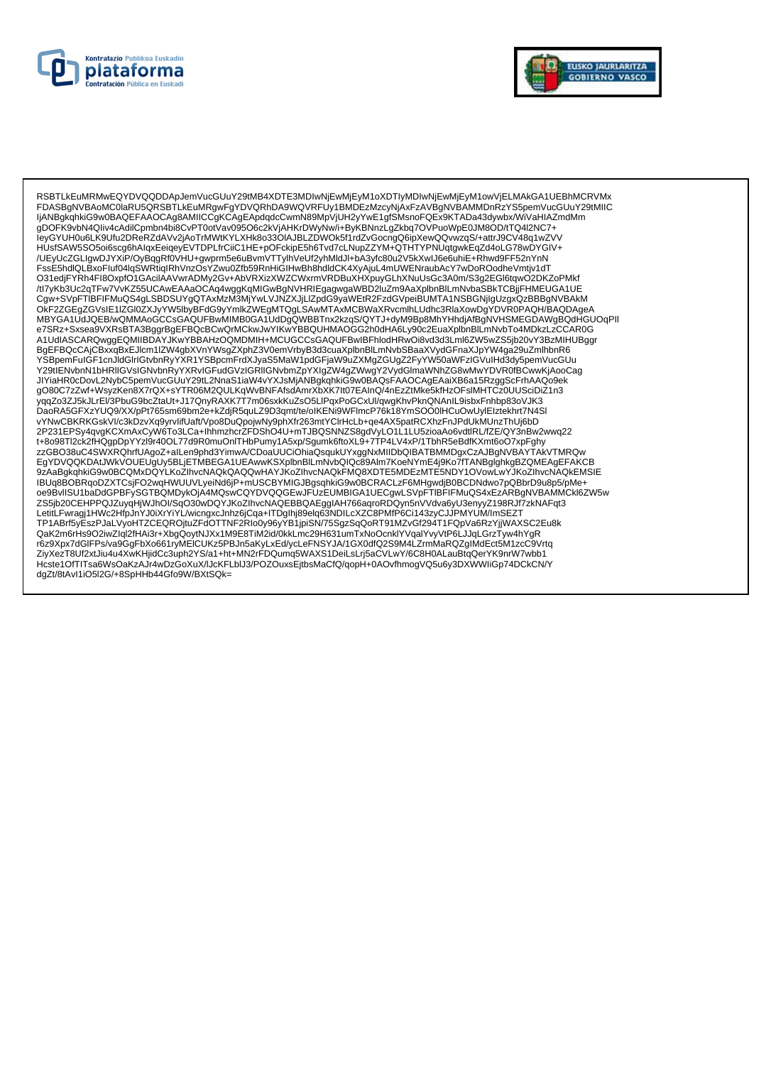RSBTLkEuMRMwEQYDVQQDDApJemVucGUuY29tMB4XDTE3MDIwNjEwMjEyM1oXDTIyMDIwNjEwMjEyM1owVjELMAkGA1UEBhMCRVMx
FDASBgNVBAoMC0laRU5QRSBTLkEuMRgwFgYDVQRhDA9WQVRFUy1BMDEzMzcyNjAxFzAVBgNVBAMMDnRzYS5pemVucGUuY29tMIIC
IjANBgkqhkiG9w0BAQEFAAOCAg8AMIICCgKCAgEApdqdcCwmN89MpVjUH2yYwE1gfSMsnoFQEx9KTADa43dywbx/WiVaHIAZmdMm
gDOFK9vbN4QIiv4cAdilCpmbn4bi8CvPT0otVav095O6c2kVjAHKrDWyNw/i+ByKBNnzLgZkbq7OVPuoWpE0JM8OD/tTQ4l2NC7+
leyGYUH0u6LK9Ufu2DReRZdAVv2jAoTrMWtKYLXHk8o33OlAJBLZDWOk5f1rdZvGocngQ6ipXewQQvwzqS/+attrJ9CV48q1wZVV
HUsfSAW5SO5oi6scg6hAlqxEeiqeyEVTDPLfrCiiC1HE+pOFckipE5h6Tvd7cLNupZZYM+QTHTYPNUqtgwkEqZd4oLG78wDYGlV+
/UEyUcZGLIgwDJYXiP/OyBqgRf0VHU+gwprm5e6uBvmVTTylhVeUf2yhMldJl+bA3yfc80u2V5kXwlJ6e6uhiE+Rhwd9FF52nYnN
FssE5hdlQLBxoFIuf04lqSWRtiqlRhVnzOsYZwu0Zfb59RnHiGIHwBh8hdldCK4XyAjuL4mUWENraubAcY7wDoROodheVmtjv1dT
O31edjFYRh4FI8OxpfO1GAcilAAVwrADMy2Gv+AbVRXizXWZCWxrmVRDBuXHXpuyGLhXNuUsGc3A0m/S3g2EGl6tqwO2DKZoPMkf
/tl7yKb3Uc2qTFw7VvKZ55UCAwEAAaOCAq4wggKqMIGwBgNVHRIEgagwgaWBD2luZm9AaXplbnBlLmNvbaSBkTCBjjFHMEUGA1UE
Cgw+SVpFTlBFIFMuQS4gLSBDSUYgQTAxMzM3MjYwLVJNZXJjLlZpdG9yaWEtR2FzdGVpeiBUMTA1NSBGNjIgUzgxQzBBBgNVBAkM
OkF2ZGEgZGVsIE1lZGl0ZXJyYW5lbyBFdG9yYmlkZWEgMTQgLSAwMTAxMCBWaXRvcmlhLUdhc3RlaXowDgYDVR0PAQH/BAQDAgeA
MBYGA1UdJQEB/wQMMAoGCCsGAQUFBwMIMB0GA1UdDgQWBBTnx2kzqS/QYTJ+dyM9Bp8MhYHhdjAfBgNVHSMEGDAWgBQdHGUOqPIl
e7SRz+Sxsea9VXRsBTA3BggrBgEFBQcBCwQrMCkwJwYIKwYBBQUHMAOGG2h0dHA6Ly90c2EuaXplbnBlLmNvbTo4MDkzLzCCAR0G
A1UdIASCARQwggEQMIIBDAYJKwYBBAHzOQMDMIH+MCUGCCsGAQUFBwIBFhlodHRwOi8vd3d3Lml6ZW5wZS5jb20vY3BzMIHUBggr
BgEFBQcCAjCBxxqBxEJlcm1lZW4gbXVnYWsgZXphZ3V0emVrbyB3d3cuaXplbnBlLmNvbSBaaXVydGFnaXJpYW4ga29uZmlhbnR6
YSBpemFuIGF1cnJldGlrIGtvbnRyYXR1YSBpcmFrdXJyaS5MaW1pdGFjaW9uZXMgZGUgZ2FyYW50aWFzIGVuIHd3dy5pemVucGUu
Y29tIENvbnN1bHRlIGVsIGNvbnRyYXRvIGFudGVzIGRlIGNvbmZpYXIgZW4gZWwgY2VydGlmaWNhZG8wMwYDVR0fBCwwKjAooCag
JIYiaHR0cDovL2NybC5pemVucGUuY29tL2NnaS1iaW4vYXJsMjANBgkqhkiG9w0BAQsFAAOCAgEAaiXB6a15RzggScFrhAAQo9ek
gO80C7zZwf+WsyzKen8X7rQX+sYTR06M2QULKqWvBNFAfsdAmrXbXK7lt07EAInQ/4nEzZtMke5kfHzOFslMHTCz0UUSciDiZ1n3
yqqZo3ZJ5kJLrEl/3PbuG9bcZtaUt+J17QnyRAXK7T7m06sxkKuZsO5LlPqxPoGCxUl/qwgKhvPknQNAnIL9isbxFnhbp83oVJK3
DaoRA5GFXzYUQ9/XX/pPt765sm69bm2e+kZdjR5quLZ9D3qmt/te/oIKENi9WFlmcP76k18YmSOO0lHCuOwUylElztekhrt7N4Sl
vYNwCBKRKGskVl/c3kDzvXq9yrvlifUaft/Vpo8DuQpojwNy9phXfr263mtYClrHcLb+qe4AX5patRCXhzFnJPdUkMUnzThUj6bD
2P231EPSy4qvgKCXmAxCyW6To3LCa+lhhmzhcrZFDShO4U+mTJBQSNNZS8gdVyLO1L1LU5zioaAo6vdtlRL/fZE/QY3nBw2wwq22
t+8o98Tl2ck2fHQgpDpYYzl9r40OL77d9R0muOnlTHbPumy1A5xp/Sgumk6ftoXL9+7TP4LV4xP/1TbhR5eBdfKXmt6oO7xpFghy
zzGBO38uC4SWXRQhrfUAgoZ+aILen9phd3YimwA/CDoaUUCiOhiaQsqukUYxggNxMIIDbQIBATBMMDgxCzAJBgNVBAYTAkVTMRQw
EgYDVQQKDAtJWkVOUEUgUy5BLjETMBEGA1UEAwwKSXplbnBlLmNvbQIQc89Alm7KoeNYmE4j9Ko7fTANBglghkgBZQMEAgEFAKCB
9zAaBgkqhkiG9w0BCQMxDQYLKoZIhvcNAQkQAQQwHAYJKoZIhvcNAQkFMQ8XDTE5MDEzMTE5NDY1OVowLwYJKoZIhvcNAQkEMSIE
IBUq8BOBRqoDZXTCsjFO2wqHWUUVLyeiNd6jP+mUSCBYMIGJBgsqhkiG9w0BCRACLzF6MHgwdjB0BCDNdwo7pQBbrD9u8p5/pMe+
oe9BvlISU1baDdGPBFySGTBQMDykOjA4MQswCQYDVQQGEwJFUzEUMBIGA1UECgwLSVpFTlBFIFMuQS4xEzARBgNVBAMMCkl6ZW5w
ZS5jb20CEHPPQJZuyqHjWJhOI/SqO30wDQYJKoZIhvcNAQEBBQAEggIAH766aqroRDQyn5nVVdva6yU3enyyZ198RJf7zkNAFqt3
LetitLFwragj1HWc2HfpJnYJ0iXrYiYL/wicngxcJnhz6jCqa+ITDgIhj89elq63NDILcXZC8PMfP6Ci143zyCJJPMYUM/ImSEZT
TP1ABrf5yEszPJaLVyoHTZCEQROjtuZFdOTTNF2RIo0y96yYB1jpiSN/75SgzSqQoRT91MZvGf294T1FQpVa6RzYjjWAXSC2Eu8k
QaK2m6rHs9O2iwZIql2fHAi3r+XbgQoytNJXx1M9E8TiM2id/0kkLmc29H631umTxNoOcnklYVqalYvyVtP6LJJqLGrzTyw4hYgR
r6z9Xpx7dGlFPs/va9GgFbXo661ryMElCUKz5PBJn5aKyLxEd/ycLeFNSYJA/1GX0dfQ2S9M4LZrmMaRQZgIMdEct5M1zcC9Vrtq
ZiyXezT8Uf2xtJiu4u4XwKHjidCc3uph2YS/a1+ht+MN2rFDQumq5WAXS1DeiLsLrj5aCVLwY/6C8H0ALauBtqQerYK9nrW7wbb1
Hcste1OfTlTsa6WsOaKzAJr4wDzGoXuX/lJcKFLblJ3/POZOuxsEjtbsMaCfQ/qopH+0AOvfhmogVQ5u6y3DXWWIiGp74DCkCN/Y
dgZt/8tAvI1iO5l2G/+8SpHHb44Gfo9W/BXtSQk=